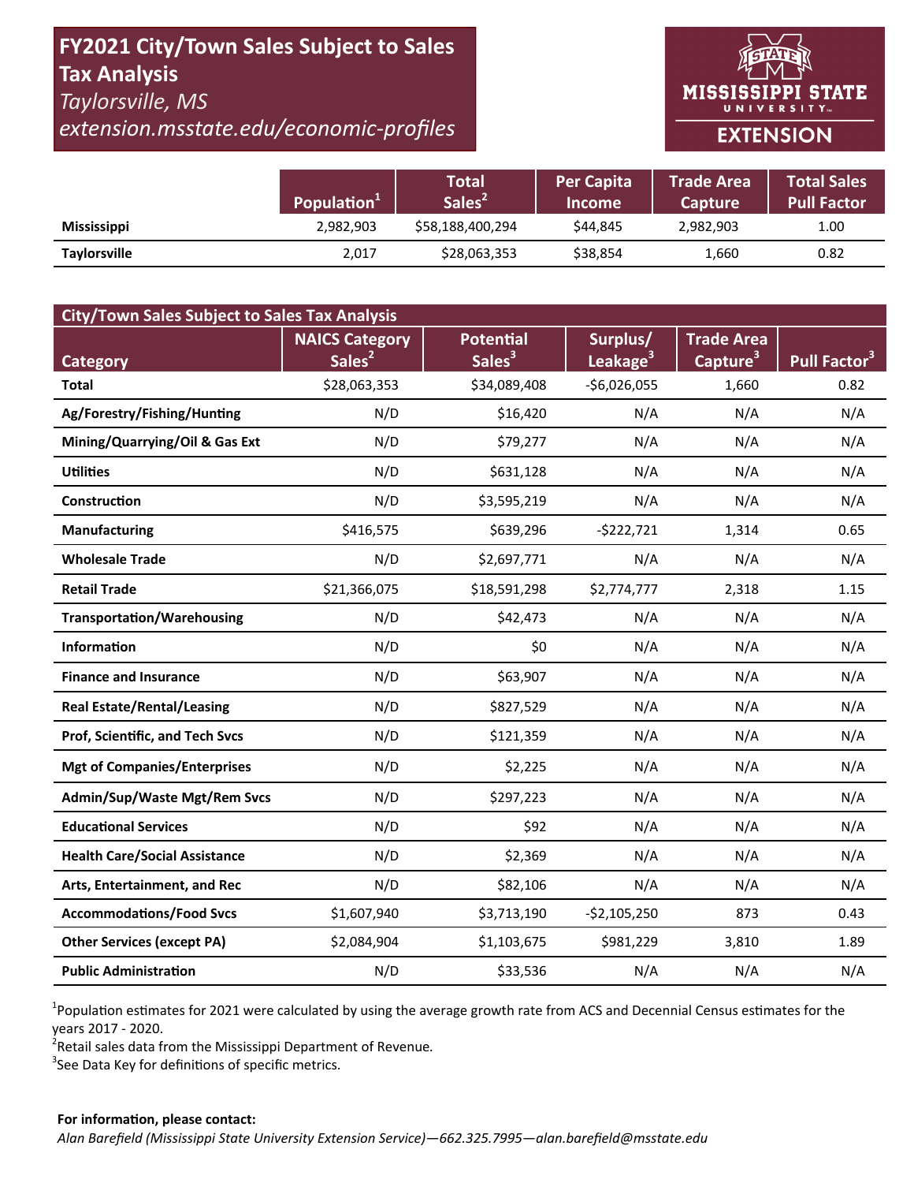# FY2021 City/Town Sales Subject to Sales Tax Analysis

*Taylorsville, MS*

*extension.msstate.edu/economic-profiles*

MISSISSIPPI STATE UNIVERSITY EXTENSION

| | Population[1] | Total Sales[2] | Per Capita Income | Trade Area Capture | Total Sales Pull Factor |
|---|---|---|---|---|---|
| **Mississippi** | 2,982,903 | $58,188,400,294 | $44,845 | 2,982,903 | 1.00 |
| **Taylorsville** | 2,017 | $28,063,353 | $38,854 | 1,660 | 0.82 |

**City/Town Sales Subject to Sales Tax Analysis**

| Category | NAICS Category Sales[2] | Potential Sales[3] | Surplus/ Leakage[3] | Trade Area Capture[3] | Pull Factor[3] |
|---|---|---|---|---|---|
| **Total** | $28,063,353 | $34,089,408 | -$6,026,055 | 1,660 | 0.82 |
| **Ag/Forestry/Fishing/Hunting** | N/D | $16,420 | N/A | N/A | N/A |
| **Mining/Quarrying/Oil & Gas Ext** | N/D | $79,277 | N/A | N/A | N/A |
| **Utilities** | N/D | $631,128 | N/A | N/A | N/A |
| **Construction** | N/D | $3,595,219 | N/A | N/A | N/A |
| **Manufacturing** | $416,575 | $639,296 | -$222,721 | 1,314 | 0.65 |
| **Wholesale Trade** | N/D | $2,697,771 | N/A | N/A | N/A |
| **Retail Trade** | $21,366,075 | $18,591,298 | $2,774,777 | 2,318 | 1.15 |
| **Transportation/Warehousing** | N/D | $42,473 | N/A | N/A | N/A |
| **Information** | N/D | $0 | N/A | N/A | N/A |
| **Finance and Insurance** | N/D | $63,907 | N/A | N/A | N/A |
| **Real Estate/Rental/Leasing** | N/D | $827,529 | N/A | N/A | N/A |
| **Prof, Scientific, and Tech Svcs** | N/D | $121,359 | N/A | N/A | N/A |
| **Mgt of Companies/Enterprises** | N/D | $2,225 | N/A | N/A | N/A |
| **Admin/Sup/Waste Mgt/Rem Svcs** | N/D | $297,223 | N/A | N/A | N/A |
| **Educational Services** | N/D | $92 | N/A | N/A | N/A |
| **Health Care/Social Assistance** | N/D | $2,369 | N/A | N/A | N/A |
| **Arts, Entertainment, and Rec** | N/D | $82,106 | N/A | N/A | N/A |
| **Accommodations/Food Svcs** | $1,607,940 | $3,713,190 | -$2,105,250 | 873 | 0.43 |
| **Other Services (except PA)** | $2,084,904 | $1,103,675 | $981,229 | 3,810 | 1.89 |
| **Public Administration** | N/D | $33,536 | N/A | N/A | N/A |

[1]Population estimates for 2021 were calculated by using the average growth rate from ACS and Decennial Census estimates for the years 2017 - 2020.

[2]Retail sales data from the Mississippi Department of Revenue.

[3]See Data Key for definitions of specific metrics.

**For information, please contact:**

*Alan Barefield (Mississippi State University Extension Service)—662.325.7995—alan.barefield@msstate.edu*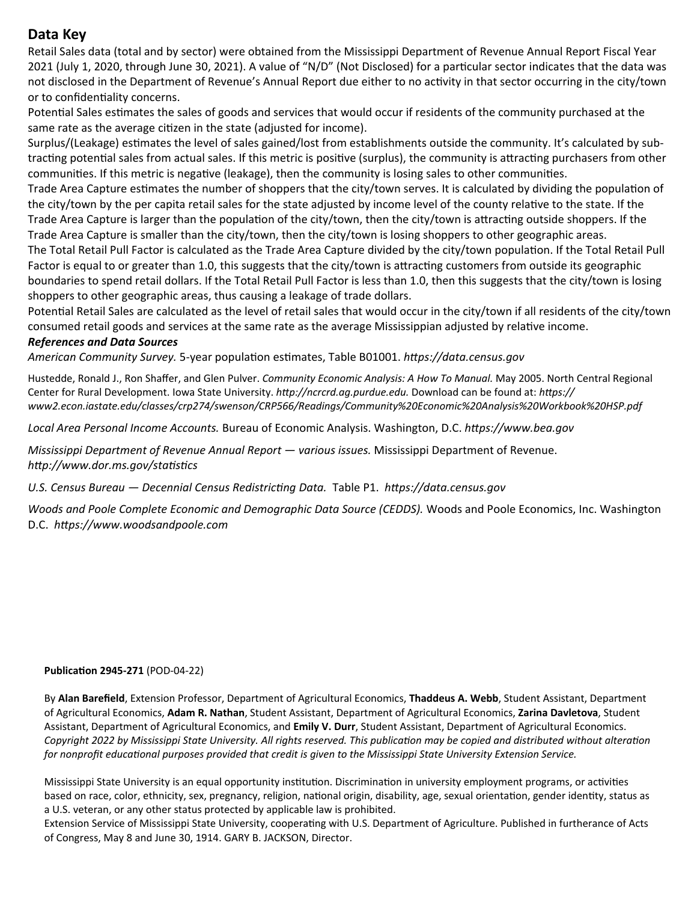## Data Key

Retail Sales data (total and by sector) were obtained from the Mississippi Department of Revenue Annual Report Fiscal Year 2021 (July 1, 2020, through June 30, 2021). A value of "N/D" (Not Disclosed) for a particular sector indicates that the data was not disclosed in the Department of Revenue's Annual Report due either to no activity in that sector occurring in the city/town or to confidentiality concerns.

Potential Sales estimates the sales of goods and services that would occur if residents of the community purchased at the same rate as the average citizen in the state (adjusted for income).

Surplus/(Leakage) estimates the level of sales gained/lost from establishments outside the community. It's calculated by subtracting potential sales from actual sales. If this metric is positive (surplus), the community is attracting purchasers from other communities. If this metric is negative (leakage), then the community is losing sales to other communities.

Trade Area Capture estimates the number of shoppers that the city/town serves. It is calculated by dividing the population of the city/town by the per capita retail sales for the state adjusted by income level of the county relative to the state. If the Trade Area Capture is larger than the population of the city/town, then the city/town is attracting outside shoppers. If the Trade Area Capture is smaller than the city/town, then the city/town is losing shoppers to other geographic areas.

The Total Retail Pull Factor is calculated as the Trade Area Capture divided by the city/town population. If the Total Retail Pull Factor is equal to or greater than 1.0, this suggests that the city/town is attracting customers from outside its geographic boundaries to spend retail dollars. If the Total Retail Pull Factor is less than 1.0, then this suggests that the city/town is losing shoppers to other geographic areas, thus causing a leakage of trade dollars.

Potential Retail Sales are calculated as the level of retail sales that would occur in the city/town if all residents of the city/town consumed retail goods and services at the same rate as the average Mississippian adjusted by relative income.

### *References and Data Sources*

*American Community Survey.* 5-year population estimates, Table B01001. *https://data.census.gov*

Hustedde, Ronald J., Ron Shaffer, and Glen Pulver. *Community Economic Analysis: A How To Manual.* May 2005. North Central Regional Center for Rural Development. Iowa State University. *http://ncrcrd.ag.purdue.edu.* Download can be found at: *https://www2.econ.iastate.edu/classes/crp274/swenson/CRP566/Readings/Community%20Economic%20Analysis%20Workbook%20HSP.pdf*

*Local Area Personal Income Accounts.* Bureau of Economic Analysis. Washington, D.C. *https://www.bea.gov*

*Mississippi Department of Revenue Annual Report — various issues.* Mississippi Department of Revenue. *http://www.dor.ms.gov/statistics*

*U.S. Census Bureau — Decennial Census Redistricting Data.* Table P1. *https://data.census.gov*

*Woods and Poole Complete Economic and Demographic Data Source (CEDDS).* Woods and Poole Economics, Inc. Washington D.C. *https://www.woodsandpoole.com*

**Publication 2945-271** (POD-04-22)

By **Alan Barefield**, Extension Professor, Department of Agricultural Economics, **Thaddeus A. Webb**, Student Assistant, Department of Agricultural Economics, **Adam R. Nathan**, Student Assistant, Department of Agricultural Economics, **Zarina Davletova**, Student Assistant, Department of Agricultural Economics, and **Emily V. Durr**, Student Assistant, Department of Agricultural Economics.
*Copyright 2022 by Mississippi State University. All rights reserved. This publication may be copied and distributed without alteration for nonprofit educational purposes provided that credit is given to the Mississippi State University Extension Service.*

Mississippi State University is an equal opportunity institution. Discrimination in university employment programs, or activities based on race, color, ethnicity, sex, pregnancy, religion, national origin, disability, age, sexual orientation, gender identity, status as a U.S. veteran, or any other status protected by applicable law is prohibited.
Extension Service of Mississippi State University, cooperating with U.S. Department of Agriculture. Published in furtherance of Acts of Congress, May 8 and June 30, 1914. GARY B. JACKSON, Director.